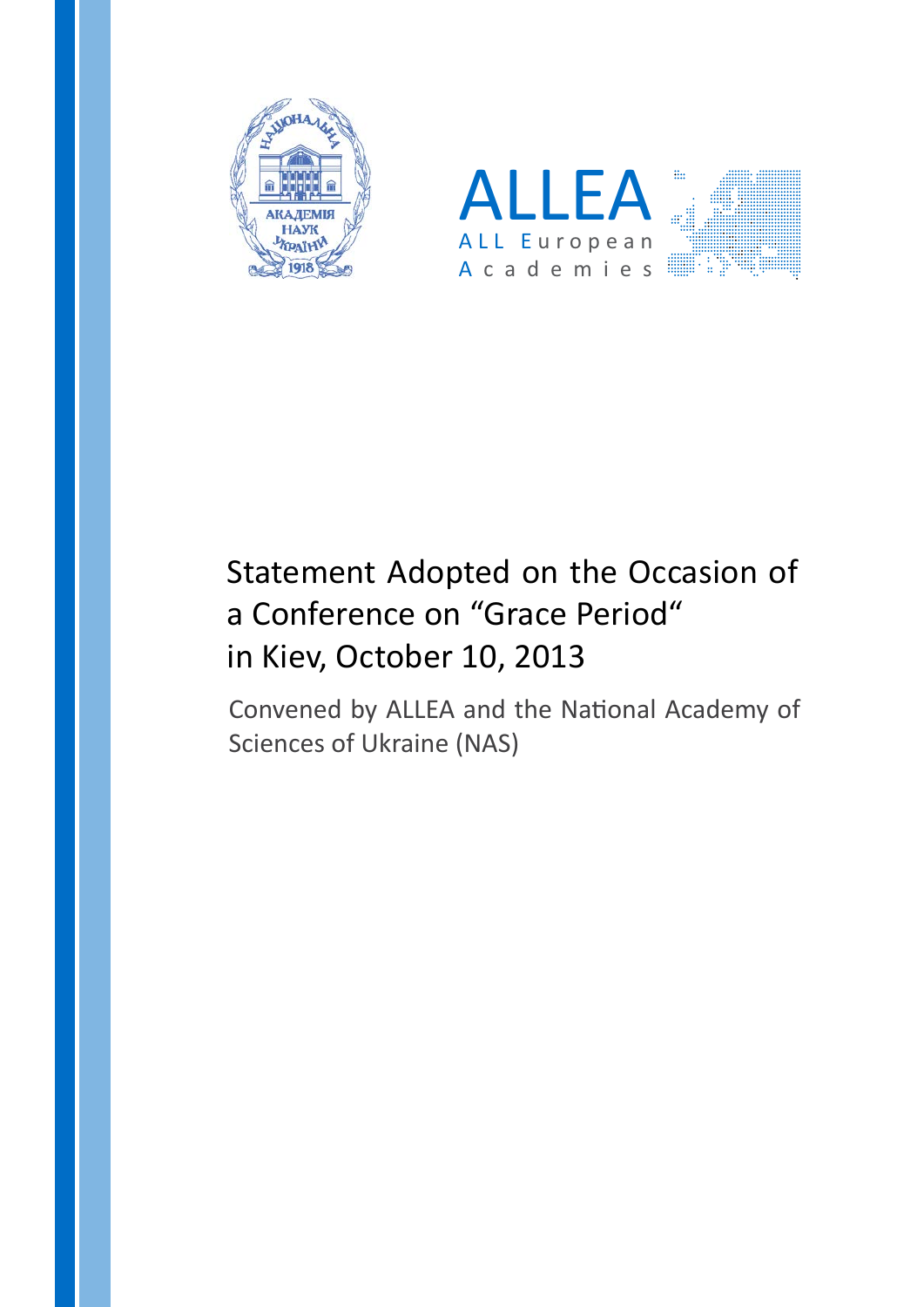# Statement Adopted on the Occasion of a Conference on "Grace Period" in Kiev, October 10, 2013

Convened by ALLEA and the National Academy of Sciences of Ukraine (NAS)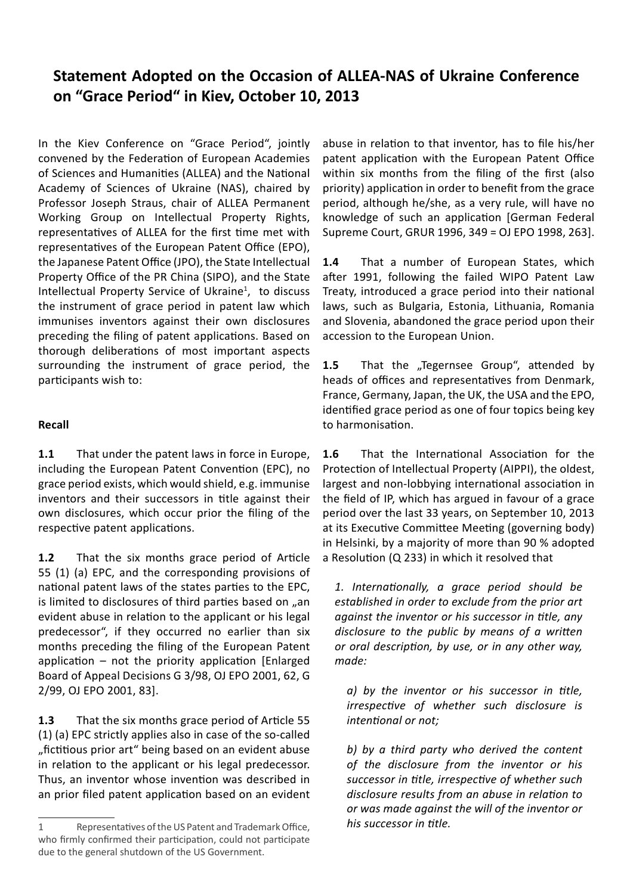## Statement Adopted on the Occasion of ALLEA-NAS of Ukraine Conference on "Grace Period" in Kiev, October 10, 2013

In the Kiev Conference on "Grace Period", jointly convened by the Federation of European Academies of Sciences and Humanities (ALLEA) and the National Academy of Sciences of Ukraine (NAS), chaired by Professor Joseph Straus, chair of ALLEA Permanent Working Group on Intellectual Property Rights, representatives of ALLEA for the first time met with representatives of the European Patent Office (EPO), the Japanese Patent Office (JPO), the State Intellectual Property Office of the PR China (SIPO), and the State Intellectual Property Service of Ukraine[1], to discuss the instrument of grace period in patent law which immunises inventors against their own disclosures preceding the filing of patent applications. Based on thorough deliberations of most important aspects surrounding the instrument of grace period, the participants wish to:

**Recall**

**1.1** That under the patent laws in force in Europe, including the European Patent Convention (EPC), no grace period exists, which would shield, e.g. immunise inventors and their successors in title against their own disclosures, which occur prior the filing of the respective patent applications.

**1.2** That the six months grace period of Article 55 (1) (a) EPC, and the corresponding provisions of national patent laws of the states parties to the EPC, is limited to disclosures of third parties based on „an evident abuse in relation to the applicant or his legal predecessor", if they occurred no earlier than six months preceding the filing of the European Patent application – not the priority application [Enlarged Board of Appeal Decisions G 3/98, OJ EPO 2001, 62, G 2/99, OJ EPO 2001, 83].

**1.3** That the six months grace period of Article 55 (1) (a) EPC strictly applies also in case of the so-called „fictitious prior art" being based on an evident abuse in relation to the applicant or his legal predecessor. Thus, an inventor whose invention was described in an prior filed patent application based on an evident abuse in relation to that inventor, has to file his/her patent application with the European Patent Office within six months from the filing of the first (also priority) application in order to benefit from the grace period, although he/she, as a very rule, will have no knowledge of such an application [German Federal Supreme Court, GRUR 1996, 349 = OJ EPO 1998, 263].

**1.4** That a number of European States, which after 1991, following the failed WIPO Patent Law Treaty, introduced a grace period into their national laws, such as Bulgaria, Estonia, Lithuania, Romania and Slovenia, abandoned the grace period upon their accession to the European Union.

**1.5** That the „Tegernsee Group", attended by heads of offices and representatives from Denmark, France, Germany, Japan, the UK, the USA and the EPO, identified grace period as one of four topics being key to harmonisation.

**1.6** That the International Association for the Protection of Intellectual Property (AIPPI), the oldest, largest and non-lobbying international association in the field of IP, which has argued in favour of a grace period over the last 33 years, on September 10, 2013 at its Executive Committee Meeting (governing body) in Helsinki, by a majority of more than 90 % adopted a Resolution (Q 233) in which it resolved that

> *1. Internationally, a grace period should be established in order to exclude from the prior art against the inventor or his successor in title, any disclosure to the public by means of a written or oral description, by use, or in any other way, made:*
>
> *a) by the inventor or his successor in title, irrespective of whether such disclosure is intentional or not;*
>
> *b) by a third party who derived the content of the disclosure from the inventor or his successor in title, irrespective of whether such disclosure results from an abuse in relation to or was made against the will of the inventor or his successor in title.*

---

[1] Representatives of the US Patent and Trademark Office, who firmly confirmed their participation, could not participate due to the general shutdown of the US Government.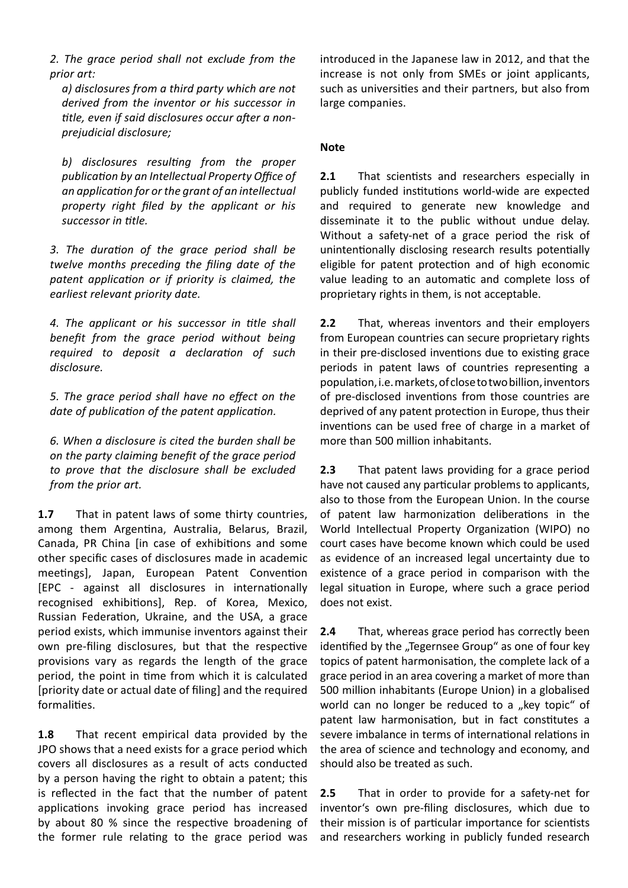*2. The grace period shall not exclude from the prior art:*

*a) disclosures from a third party which are not derived from the inventor or his successor in title, even if said disclosures occur after a non-prejudicial disclosure;*

*b) disclosures resulting from the proper publication by an Intellectual Property Office of an application for or the grant of an intellectual property right filed by the applicant or his successor in title.*

*3. The duration of the grace period shall be twelve months preceding the filing date of the patent application or if priority is claimed, the earliest relevant priority date.*

*4. The applicant or his successor in title shall benefit from the grace period without being required to deposit a declaration of such disclosure.*

*5. The grace period shall have no effect on the date of publication of the patent application.*

*6. When a disclosure is cited the burden shall be on the party claiming benefit of the grace period to prove that the disclosure shall be excluded from the prior art.*

**1.7** That in patent laws of some thirty countries, among them Argentina, Australia, Belarus, Brazil, Canada, PR China [in case of exhibitions and some other specific cases of disclosures made in academic meetings], Japan, European Patent Convention [EPC - against all disclosures in internationally recognised exhibitions], Rep. of Korea, Mexico, Russian Federation, Ukraine, and the USA, a grace period exists, which immunise inventors against their own pre-filing disclosures, but that the respective provisions vary as regards the length of the grace period, the point in time from which it is calculated [priority date or actual date of filing] and the required formalities.

**1.8** That recent empirical data provided by the JPO shows that a need exists for a grace period which covers all disclosures as a result of acts conducted by a person having the right to obtain a patent; this is reflected in the fact that the number of patent applications invoking grace period has increased by about 80 % since the respective broadening of the former rule relating to the grace period was introduced in the Japanese law in 2012, and that the increase is not only from SMEs or joint applicants, such as universities and their partners, but also from large companies.

**Note**

**2.1** That scientists and researchers especially in publicly funded institutions world-wide are expected and required to generate new knowledge and disseminate it to the public without undue delay. Without a safety-net of a grace period the risk of unintentionally disclosing research results potentially eligible for patent protection and of high economic value leading to an automatic and complete loss of proprietary rights in them, is not acceptable.

**2.2** That, whereas inventors and their employers from European countries can secure proprietary rights in their pre-disclosed inventions due to existing grace periods in patent laws of countries representing a population, i.e. markets, of close to two billion, inventors of pre-disclosed inventions from those countries are deprived of any patent protection in Europe, thus their inventions can be used free of charge in a market of more than 500 million inhabitants.

**2.3** That patent laws providing for a grace period have not caused any particular problems to applicants, also to those from the European Union. In the course of patent law harmonization deliberations in the World Intellectual Property Organization (WIPO) no court cases have become known which could be used as evidence of an increased legal uncertainty due to existence of a grace period in comparison with the legal situation in Europe, where such a grace period does not exist.

**2.4** That, whereas grace period has correctly been identified by the „Tegernsee Group" as one of four key topics of patent harmonisation, the complete lack of a grace period in an area covering a market of more than 500 million inhabitants (Europe Union) in a globalised world can no longer be reduced to a „key topic" of patent law harmonisation, but in fact constitutes a severe imbalance in terms of international relations in the area of science and technology and economy, and should also be treated as such.

**2.5** That in order to provide for a safety-net for inventor's own pre-filing disclosures, which due to their mission is of particular importance for scientists and researchers working in publicly funded research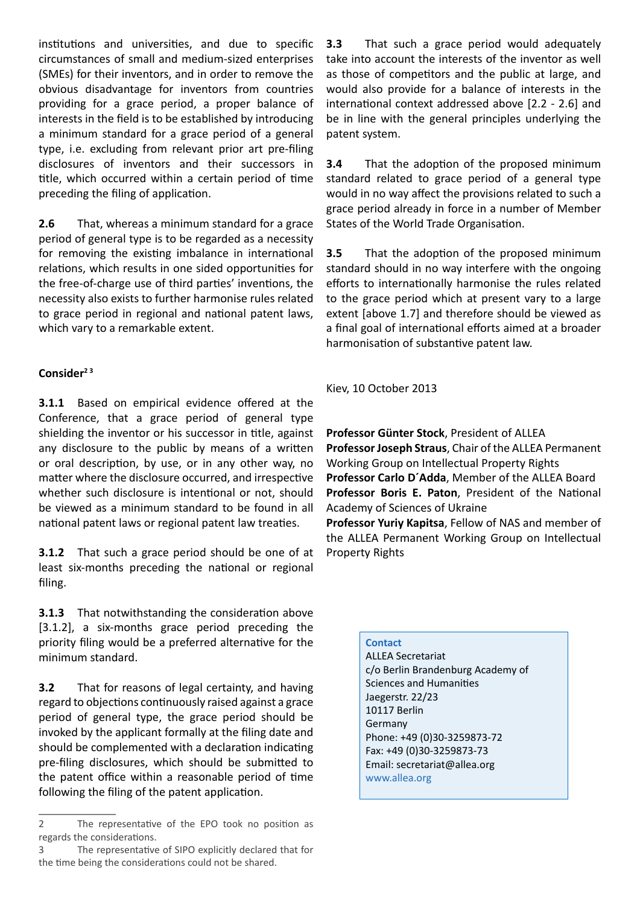institutions and universities, and due to specific circumstances of small and medium-sized enterprises (SMEs) for their inventors, and in order to remove the obvious disadvantage for inventors from countries providing for a grace period, a proper balance of interests in the field is to be established by introducing a minimum standard for a grace period of a general type, i.e. excluding from relevant prior art pre-filing disclosures of inventors and their successors in title, which occurred within a certain period of time preceding the filing of application.

**2.6** That, whereas a minimum standard for a grace period of general type is to be regarded as a necessity for removing the existing imbalance in international relations, which results in one sided opportunities for the free-of-charge use of third parties' inventions, the necessity also exists to further harmonise rules related to grace period in regional and national patent laws, which vary to a remarkable extent.

**Consider**[2 3]

**3.1.1** Based on empirical evidence offered at the Conference, that a grace period of general type shielding the inventor or his successor in title, against any disclosure to the public by means of a written or oral description, by use, or in any other way, no matter where the disclosure occurred, and irrespective whether such disclosure is intentional or not, should be viewed as a minimum standard to be found in all national patent laws or regional patent law treaties.

**3.1.2** That such a grace period should be one of at least six-months preceding the national or regional filing.

**3.1.3** That notwithstanding the consideration above [3.1.2], a six-months grace period preceding the priority filing would be a preferred alternative for the minimum standard.

**3.2** That for reasons of legal certainty, and having regard to objections continuously raised against a grace period of general type, the grace period should be invoked by the applicant formally at the filing date and should be complemented with a declaration indicating pre-filing disclosures, which should be submitted to the patent office within a reasonable period of time following the filing of the patent application.

**3.3** That such a grace period would adequately take into account the interests of the inventor as well as those of competitors and the public at large, and would also provide for a balance of interests in the international context addressed above [2.2 - 2.6] and be in line with the general principles underlying the patent system.

**3.4** That the adoption of the proposed minimum standard related to grace period of a general type would in no way affect the provisions related to such a grace period already in force in a number of Member States of the World Trade Organisation.

**3.5** That the adoption of the proposed minimum standard should in no way interfere with the ongoing efforts to internationally harmonise the rules related to the grace period which at present vary to a large extent [above 1.7] and therefore should be viewed as a final goal of international efforts aimed at a broader harmonisation of substantive patent law.

Kiev, 10 October 2013

**Professor Günter Stock**, President of ALLEA
**Professor Joseph Straus**, Chair of the ALLEA Permanent Working Group on Intellectual Property Rights
**Professor Carlo D´Adda**, Member of the ALLEA Board
**Professor Boris E. Paton**, President of the National Academy of Sciences of Ukraine
**Professor Yuriy Kapitsa**, Fellow of NAS and member of the ALLEA Permanent Working Group on Intellectual Property Rights

**Contact**
ALLEA Secretariat
c/o Berlin Brandenburg Academy of Sciences and Humanities
Jaegerstr. 22/23
10117 Berlin
Germany
Phone: +49 (0)30-3259873-72
Fax: +49 (0)30-3259873-73
Email: secretariat@allea.org
www.allea.org

---

2 The representative of the EPO took no position as regards the considerations.

3 The representative of SIPO explicitly declared that for the time being the considerations could not be shared.